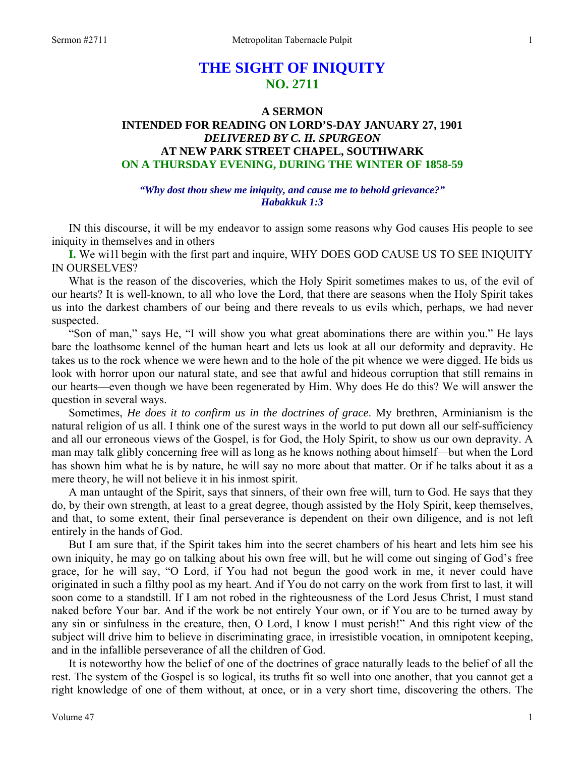# THE SIGHT OF INIQUITY
## NO. 2711

### A SERMON
### INTENDED FOR READING ON LORD'S-DAY JANUARY 27, 1901
### *DELIVERED BY C. H. SPURGEON*
### AT NEW PARK STREET CHAPEL, SOUTHWARK
### ON A THURSDAY EVENING, DURING THE WINTER OF 1858-59

*"Why dost thou shew me iniquity, and cause me to behold grievance?"*
*Habakkuk 1:3*

IN this discourse, it will be my endeavor to assign some reasons why God causes His people to see iniquity in themselves and in others

**I.** We wi1l begin with the first part and inquire, WHY DOES GOD CAUSE US TO SEE INIQUITY IN OURSELVES?

What is the reason of the discoveries, which the Holy Spirit sometimes makes to us, of the evil of our hearts? It is well-known, to all who love the Lord, that there are seasons when the Holy Spirit takes us into the darkest chambers of our being and there reveals to us evils which, perhaps, we had never suspected.

"Son of man," says He, "I will show you what great abominations there are within you." He lays bare the loathsome kennel of the human heart and lets us look at all our deformity and depravity. He takes us to the rock whence we were hewn and to the hole of the pit whence we were digged. He bids us look with horror upon our natural state, and see that awful and hideous corruption that still remains in our hearts—even though we have been regenerated by Him. Why does He do this? We will answer the question in several ways.

Sometimes, *He does it to confirm us in the doctrines of grace*. My brethren, Arminianism is the natural religion of us all. I think one of the surest ways in the world to put down all our self-sufficiency and all our erroneous views of the Gospel, is for God, the Holy Spirit, to show us our own depravity. A man may talk glibly concerning free will as long as he knows nothing about himself—but when the Lord has shown him what he is by nature, he will say no more about that matter. Or if he talks about it as a mere theory, he will not believe it in his inmost spirit.

A man untaught of the Spirit, says that sinners, of their own free will, turn to God. He says that they do, by their own strength, at least to a great degree, though assisted by the Holy Spirit, keep themselves, and that, to some extent, their final perseverance is dependent on their own diligence, and is not left entirely in the hands of God.

But I am sure that, if the Spirit takes him into the secret chambers of his heart and lets him see his own iniquity, he may go on talking about his own free will, but he will come out singing of God's free grace, for he will say, "O Lord, if You had not begun the good work in me, it never could have originated in such a filthy pool as my heart. And if You do not carry on the work from first to last, it will soon come to a standstill. If I am not robed in the righteousness of the Lord Jesus Christ, I must stand naked before Your bar. And if the work be not entirely Your own, or if You are to be turned away by any sin or sinfulness in the creature, then, O Lord, I know I must perish!" And this right view of the subject will drive him to believe in discriminating grace, in irresistible vocation, in omnipotent keeping, and in the infallible perseverance of all the children of God.

It is noteworthy how the belief of one of the doctrines of grace naturally leads to the belief of all the rest. The system of the Gospel is so logical, its truths fit so well into one another, that you cannot get a right knowledge of one of them without, at once, or in a very short time, discovering the others. The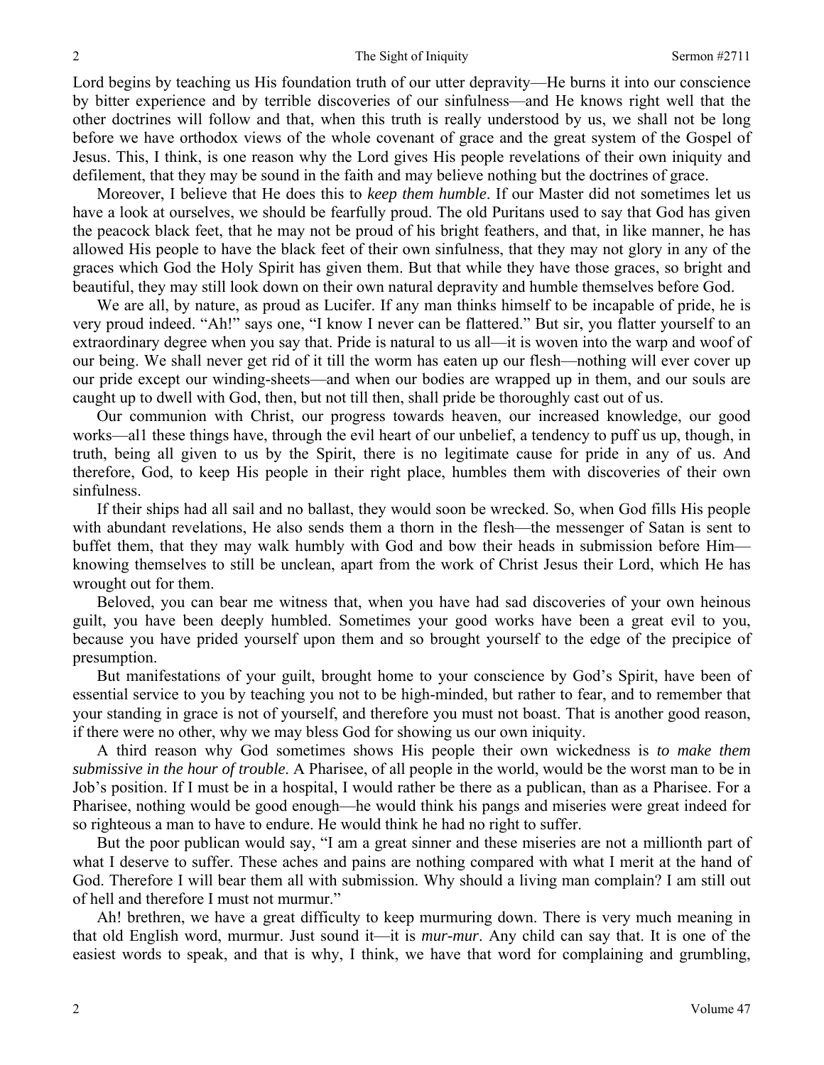Lord begins by teaching us His foundation truth of our utter depravity—He burns it into our conscience by bitter experience and by terrible discoveries of our sinfulness—and He knows right well that the other doctrines will follow and that, when this truth is really understood by us, we shall not be long before we have orthodox views of the whole covenant of grace and the great system of the Gospel of Jesus. This, I think, is one reason why the Lord gives His people revelations of their own iniquity and defilement, that they may be sound in the faith and may believe nothing but the doctrines of grace.

Moreover, I believe that He does this to *keep them humble*. If our Master did not sometimes let us have a look at ourselves, we should be fearfully proud. The old Puritans used to say that God has given the peacock black feet, that he may not be proud of his bright feathers, and that, in like manner, he has allowed His people to have the black feet of their own sinfulness, that they may not glory in any of the graces which God the Holy Spirit has given them. But that while they have those graces, so bright and beautiful, they may still look down on their own natural depravity and humble themselves before God.

We are all, by nature, as proud as Lucifer. If any man thinks himself to be incapable of pride, he is very proud indeed. "Ah!" says one, "I know I never can be flattered." But sir, you flatter yourself to an extraordinary degree when you say that. Pride is natural to us all—it is woven into the warp and woof of our being. We shall never get rid of it till the worm has eaten up our flesh—nothing will ever cover up our pride except our winding-sheets—and when our bodies are wrapped up in them, and our souls are caught up to dwell with God, then, but not till then, shall pride be thoroughly cast out of us.

Our communion with Christ, our progress towards heaven, our increased knowledge, our good works—al1 these things have, through the evil heart of our unbelief, a tendency to puff us up, though, in truth, being all given to us by the Spirit, there is no legitimate cause for pride in any of us. And therefore, God, to keep His people in their right place, humbles them with discoveries of their own sinfulness.

If their ships had all sail and no ballast, they would soon be wrecked. So, when God fills His people with abundant revelations, He also sends them a thorn in the flesh—the messenger of Satan is sent to buffet them, that they may walk humbly with God and bow their heads in submission before Him—knowing themselves to still be unclean, apart from the work of Christ Jesus their Lord, which He has wrought out for them.

Beloved, you can bear me witness that, when you have had sad discoveries of your own heinous guilt, you have been deeply humbled. Sometimes your good works have been a great evil to you, because you have prided yourself upon them and so brought yourself to the edge of the precipice of presumption.

But manifestations of your guilt, brought home to your conscience by God's Spirit, have been of essential service to you by teaching you not to be high-minded, but rather to fear, and to remember that your standing in grace is not of yourself, and therefore you must not boast. That is another good reason, if there were no other, why we may bless God for showing us our own iniquity.

A third reason why God sometimes shows His people their own wickedness is *to make them submissive in the hour of trouble*. A Pharisee, of all people in the world, would be the worst man to be in Job's position. If I must be in a hospital, I would rather be there as a publican, than as a Pharisee. For a Pharisee, nothing would be good enough—he would think his pangs and miseries were great indeed for so righteous a man to have to endure. He would think he had no right to suffer.

But the poor publican would say, "I am a great sinner and these miseries are not a millionth part of what I deserve to suffer. These aches and pains are nothing compared with what I merit at the hand of God. Therefore I will bear them all with submission. Why should a living man complain? I am still out of hell and therefore I must not murmur."

Ah! brethren, we have a great difficulty to keep murmuring down. There is very much meaning in that old English word, murmur. Just sound it—it is *mur-mur*. Any child can say that. It is one of the easiest words to speak, and that is why, I think, we have that word for complaining and grumbling,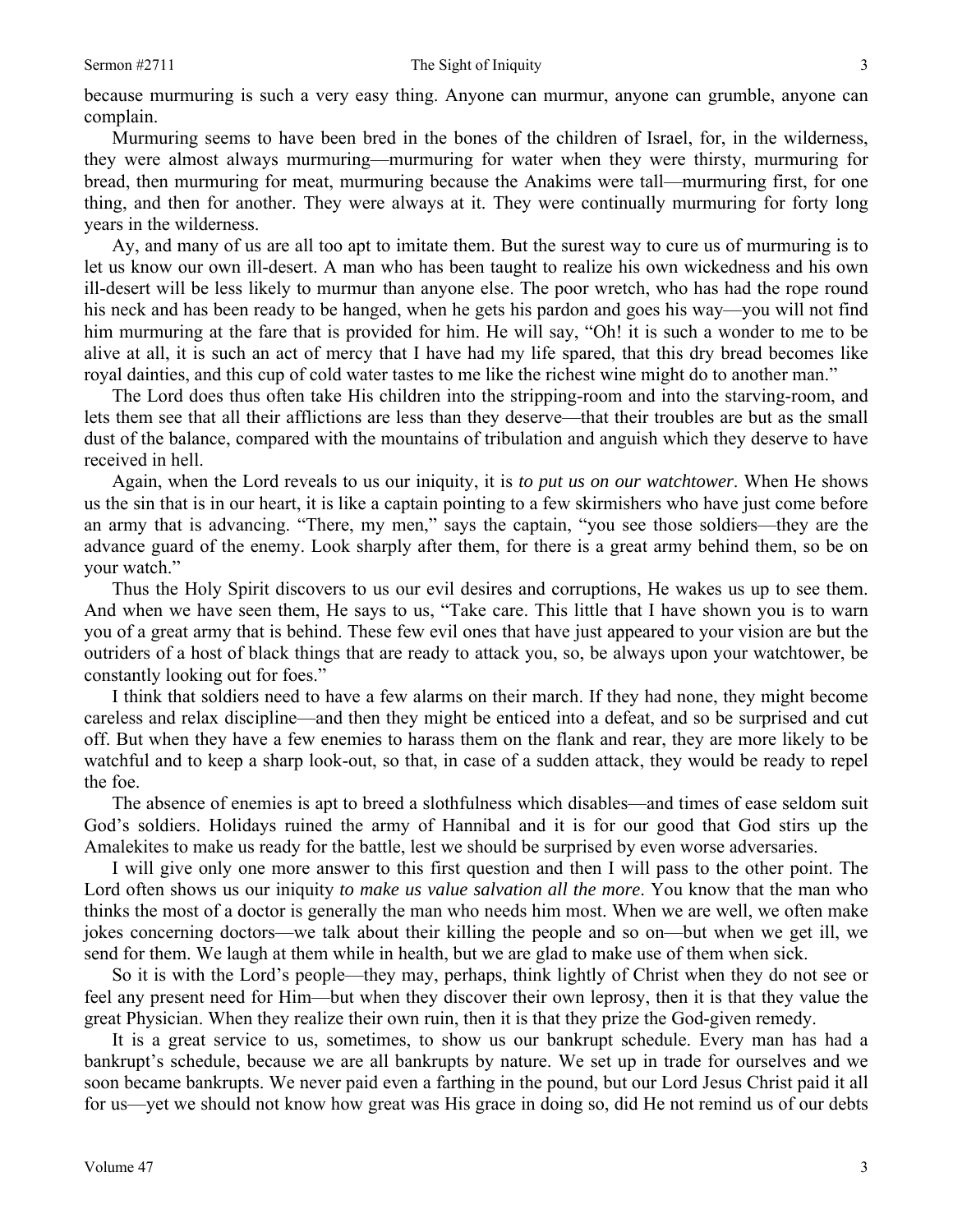because murmuring is such a very easy thing. Anyone can murmur, anyone can grumble, anyone can complain.

Murmuring seems to have been bred in the bones of the children of Israel, for, in the wilderness, they were almost always murmuring—murmuring for water when they were thirsty, murmuring for bread, then murmuring for meat, murmuring because the Anakims were tall—murmuring first, for one thing, and then for another. They were always at it. They were continually murmuring for forty long years in the wilderness.

Ay, and many of us are all too apt to imitate them. But the surest way to cure us of murmuring is to let us know our own ill-desert. A man who has been taught to realize his own wickedness and his own ill-desert will be less likely to murmur than anyone else. The poor wretch, who has had the rope round his neck and has been ready to be hanged, when he gets his pardon and goes his way—you will not find him murmuring at the fare that is provided for him. He will say, "Oh! it is such a wonder to me to be alive at all, it is such an act of mercy that I have had my life spared, that this dry bread becomes like royal dainties, and this cup of cold water tastes to me like the richest wine might do to another man."

The Lord does thus often take His children into the stripping-room and into the starving-room, and lets them see that all their afflictions are less than they deserve—that their troubles are but as the small dust of the balance, compared with the mountains of tribulation and anguish which they deserve to have received in hell.

Again, when the Lord reveals to us our iniquity, it is *to put us on our watchtower*. When He shows us the sin that is in our heart, it is like a captain pointing to a few skirmishers who have just come before an army that is advancing. "There, my men," says the captain, "you see those soldiers—they are the advance guard of the enemy. Look sharply after them, for there is a great army behind them, so be on your watch."

Thus the Holy Spirit discovers to us our evil desires and corruptions, He wakes us up to see them. And when we have seen them, He says to us, "Take care. This little that I have shown you is to warn you of a great army that is behind. These few evil ones that have just appeared to your vision are but the outriders of a host of black things that are ready to attack you, so, be always upon your watchtower, be constantly looking out for foes."

I think that soldiers need to have a few alarms on their march. If they had none, they might become careless and relax discipline—and then they might be enticed into a defeat, and so be surprised and cut off. But when they have a few enemies to harass them on the flank and rear, they are more likely to be watchful and to keep a sharp look-out, so that, in case of a sudden attack, they would be ready to repel the foe.

The absence of enemies is apt to breed a slothfulness which disables—and times of ease seldom suit God's soldiers. Holidays ruined the army of Hannibal and it is for our good that God stirs up the Amalekites to make us ready for the battle, lest we should be surprised by even worse adversaries.

I will give only one more answer to this first question and then I will pass to the other point. The Lord often shows us our iniquity *to make us value salvation all the more*. You know that the man who thinks the most of a doctor is generally the man who needs him most. When we are well, we often make jokes concerning doctors—we talk about their killing the people and so on—but when we get ill, we send for them. We laugh at them while in health, but we are glad to make use of them when sick.

So it is with the Lord's people—they may, perhaps, think lightly of Christ when they do not see or feel any present need for Him—but when they discover their own leprosy, then it is that they value the great Physician. When they realize their own ruin, then it is that they prize the God-given remedy.

It is a great service to us, sometimes, to show us our bankrupt schedule. Every man has had a bankrupt's schedule, because we are all bankrupts by nature. We set up in trade for ourselves and we soon became bankrupts. We never paid even a farthing in the pound, but our Lord Jesus Christ paid it all for us—yet we should not know how great was His grace in doing so, did He not remind us of our debts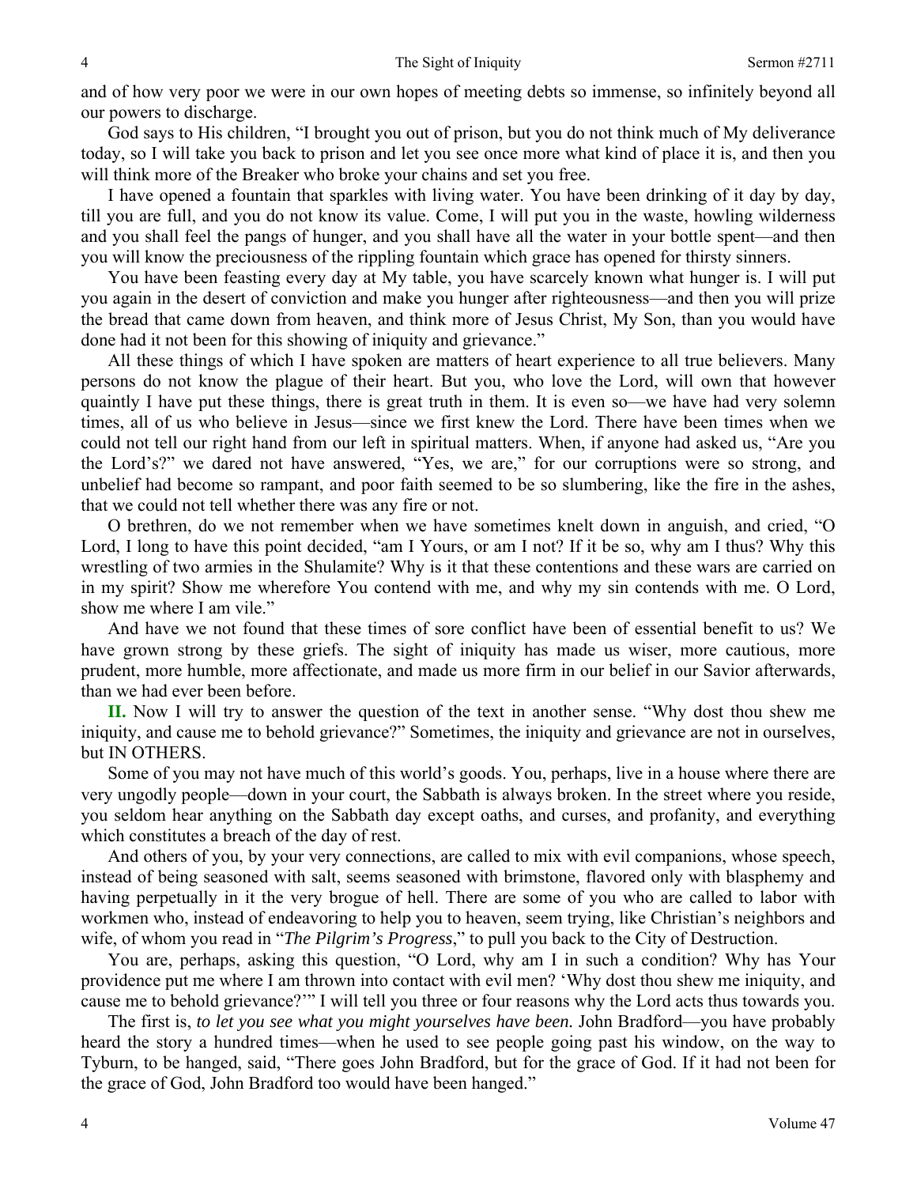and of how very poor we were in our own hopes of meeting debts so immense, so infinitely beyond all our powers to discharge.

God says to His children, "I brought you out of prison, but you do not think much of My deliverance today, so I will take you back to prison and let you see once more what kind of place it is, and then you will think more of the Breaker who broke your chains and set you free.

I have opened a fountain that sparkles with living water. You have been drinking of it day by day, till you are full, and you do not know its value. Come, I will put you in the waste, howling wilderness and you shall feel the pangs of hunger, and you shall have all the water in your bottle spent—and then you will know the preciousness of the rippling fountain which grace has opened for thirsty sinners.

You have been feasting every day at My table, you have scarcely known what hunger is. I will put you again in the desert of conviction and make you hunger after righteousness—and then you will prize the bread that came down from heaven, and think more of Jesus Christ, My Son, than you would have done had it not been for this showing of iniquity and grievance."

All these things of which I have spoken are matters of heart experience to all true believers. Many persons do not know the plague of their heart. But you, who love the Lord, will own that however quaintly I have put these things, there is great truth in them. It is even so—we have had very solemn times, all of us who believe in Jesus—since we first knew the Lord. There have been times when we could not tell our right hand from our left in spiritual matters. When, if anyone had asked us, "Are you the Lord's?" we dared not have answered, "Yes, we are," for our corruptions were so strong, and unbelief had become so rampant, and poor faith seemed to be so slumbering, like the fire in the ashes, that we could not tell whether there was any fire or not.

O brethren, do we not remember when we have sometimes knelt down in anguish, and cried, "O Lord, I long to have this point decided, "am I Yours, or am I not? If it be so, why am I thus? Why this wrestling of two armies in the Shulamite? Why is it that these contentions and these wars are carried on in my spirit? Show me wherefore You contend with me, and why my sin contends with me. O Lord, show me where I am vile."

And have we not found that these times of sore conflict have been of essential benefit to us? We have grown strong by these griefs. The sight of iniquity has made us wiser, more cautious, more prudent, more humble, more affectionate, and made us more firm in our belief in our Savior afterwards, than we had ever been before.

**II.** Now I will try to answer the question of the text in another sense. "Why dost thou shew me iniquity, and cause me to behold grievance?" Sometimes, the iniquity and grievance are not in ourselves, but IN OTHERS.

Some of you may not have much of this world's goods. You, perhaps, live in a house where there are very ungodly people—down in your court, the Sabbath is always broken. In the street where you reside, you seldom hear anything on the Sabbath day except oaths, and curses, and profanity, and everything which constitutes a breach of the day of rest.

And others of you, by your very connections, are called to mix with evil companions, whose speech, instead of being seasoned with salt, seems seasoned with brimstone, flavored only with blasphemy and having perpetually in it the very brogue of hell. There are some of you who are called to labor with workmen who, instead of endeavoring to help you to heaven, seem trying, like Christian's neighbors and wife, of whom you read in "*The Pilgrim's Progress*," to pull you back to the City of Destruction.

You are, perhaps, asking this question, "O Lord, why am I in such a condition? Why has Your providence put me where I am thrown into contact with evil men? 'Why dost thou shew me iniquity, and cause me to behold grievance?'" I will tell you three or four reasons why the Lord acts thus towards you.

The first is, *to let you see what you might yourselves have been.* John Bradford—you have probably heard the story a hundred times—when he used to see people going past his window, on the way to Tyburn, to be hanged, said, "There goes John Bradford, but for the grace of God. If it had not been for the grace of God, John Bradford too would have been hanged."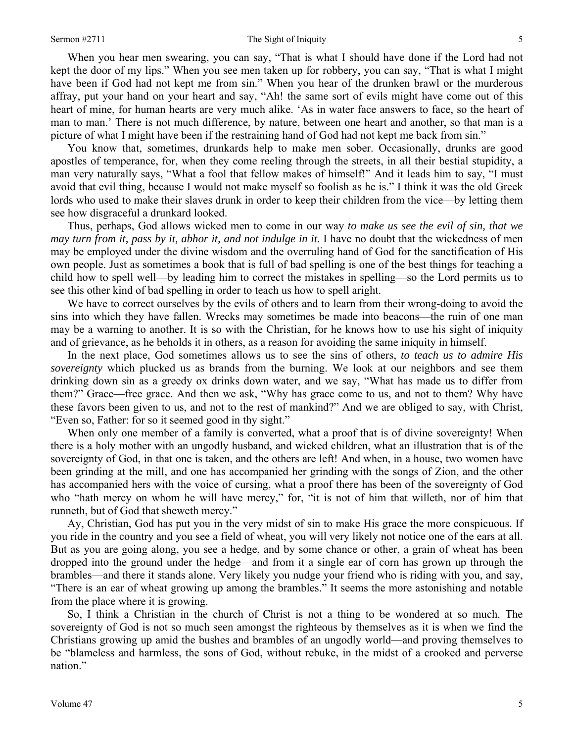When you hear men swearing, you can say, "That is what I should have done if the Lord had not kept the door of my lips." When you see men taken up for robbery, you can say, "That is what I might have been if God had not kept me from sin." When you hear of the drunken brawl or the murderous affray, put your hand on your heart and say, "Ah! the same sort of evils might have come out of this heart of mine, for human hearts are very much alike. 'As in water face answers to face, so the heart of man to man.' There is not much difference, by nature, between one heart and another, so that man is a picture of what I might have been if the restraining hand of God had not kept me back from sin."

You know that, sometimes, drunkards help to make men sober. Occasionally, drunks are good apostles of temperance, for, when they come reeling through the streets, in all their bestial stupidity, a man very naturally says, "What a fool that fellow makes of himself!" And it leads him to say, "I must avoid that evil thing, because I would not make myself so foolish as he is." I think it was the old Greek lords who used to make their slaves drunk in order to keep their children from the vice—by letting them see how disgraceful a drunkard looked.

Thus, perhaps, God allows wicked men to come in our way *to make us see the evil of sin, that we may turn from it, pass by it, abhor it, and not indulge in it.* I have no doubt that the wickedness of men may be employed under the divine wisdom and the overruling hand of God for the sanctification of His own people. Just as sometimes a book that is full of bad spelling is one of the best things for teaching a child how to spell well—by leading him to correct the mistakes in spelling—so the Lord permits us to see this other kind of bad spelling in order to teach us how to spell aright.

We have to correct ourselves by the evils of others and to learn from their wrong-doing to avoid the sins into which they have fallen. Wrecks may sometimes be made into beacons—the ruin of one man may be a warning to another. It is so with the Christian, for he knows how to use his sight of iniquity and of grievance, as he beholds it in others, as a reason for avoiding the same iniquity in himself.

In the next place, God sometimes allows us to see the sins of others, *to teach us to admire His sovereignty* which plucked us as brands from the burning. We look at our neighbors and see them drinking down sin as a greedy ox drinks down water, and we say, "What has made us to differ from them?" Grace—free grace. And then we ask, "Why has grace come to us, and not to them? Why have these favors been given to us, and not to the rest of mankind?" And we are obliged to say, with Christ, "Even so, Father: for so it seemed good in thy sight."

When only one member of a family is converted, what a proof that is of divine sovereignty! When there is a holy mother with an ungodly husband, and wicked children, what an illustration that is of the sovereignty of God, in that one is taken, and the others are left! And when, in a house, two women have been grinding at the mill, and one has accompanied her grinding with the songs of Zion, and the other has accompanied hers with the voice of cursing, what a proof there has been of the sovereignty of God who "hath mercy on whom he will have mercy," for, "it is not of him that willeth, nor of him that runneth, but of God that sheweth mercy."

Ay, Christian, God has put you in the very midst of sin to make His grace the more conspicuous. If you ride in the country and you see a field of wheat, you will very likely not notice one of the ears at all. But as you are going along, you see a hedge, and by some chance or other, a grain of wheat has been dropped into the ground under the hedge—and from it a single ear of corn has grown up through the brambles—and there it stands alone. Very likely you nudge your friend who is riding with you, and say, "There is an ear of wheat growing up among the brambles." It seems the more astonishing and notable from the place where it is growing.

So, I think a Christian in the church of Christ is not a thing to be wondered at so much. The sovereignty of God is not so much seen amongst the righteous by themselves as it is when we find the Christians growing up amid the bushes and brambles of an ungodly world—and proving themselves to be "blameless and harmless, the sons of God, without rebuke, in the midst of a crooked and perverse nation."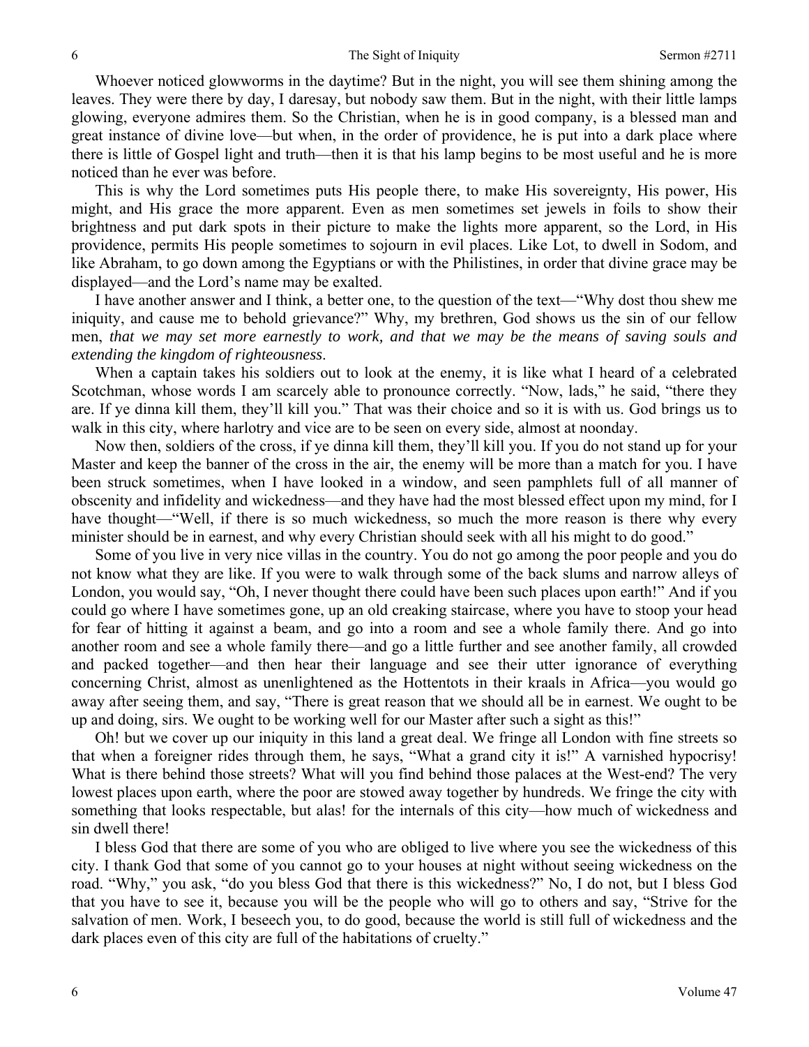Whoever noticed glowworms in the daytime? But in the night, you will see them shining among the leaves. They were there by day, I daresay, but nobody saw them. But in the night, with their little lamps glowing, everyone admires them. So the Christian, when he is in good company, is a blessed man and great instance of divine love—but when, in the order of providence, he is put into a dark place where there is little of Gospel light and truth—then it is that his lamp begins to be most useful and he is more noticed than he ever was before.

This is why the Lord sometimes puts His people there, to make His sovereignty, His power, His might, and His grace the more apparent. Even as men sometimes set jewels in foils to show their brightness and put dark spots in their picture to make the lights more apparent, so the Lord, in His providence, permits His people sometimes to sojourn in evil places. Like Lot, to dwell in Sodom, and like Abraham, to go down among the Egyptians or with the Philistines, in order that divine grace may be displayed—and the Lord's name may be exalted.

I have another answer and I think, a better one, to the question of the text—"Why dost thou shew me iniquity, and cause me to behold grievance?" Why, my brethren, God shows us the sin of our fellow men, *that we may set more earnestly to work, and that we may be the means of saving souls and extending the kingdom of righteousness*.

When a captain takes his soldiers out to look at the enemy, it is like what I heard of a celebrated Scotchman, whose words I am scarcely able to pronounce correctly. "Now, lads," he said, "there they are. If ye dinna kill them, they'll kill you." That was their choice and so it is with us. God brings us to walk in this city, where harlotry and vice are to be seen on every side, almost at noonday.

Now then, soldiers of the cross, if ye dinna kill them, they'll kill you. If you do not stand up for your Master and keep the banner of the cross in the air, the enemy will be more than a match for you. I have been struck sometimes, when I have looked in a window, and seen pamphlets full of all manner of obscenity and infidelity and wickedness—and they have had the most blessed effect upon my mind, for I have thought—"Well, if there is so much wickedness, so much the more reason is there why every minister should be in earnest, and why every Christian should seek with all his might to do good."

Some of you live in very nice villas in the country. You do not go among the poor people and you do not know what they are like. If you were to walk through some of the back slums and narrow alleys of London, you would say, "Oh, I never thought there could have been such places upon earth!" And if you could go where I have sometimes gone, up an old creaking staircase, where you have to stoop your head for fear of hitting it against a beam, and go into a room and see a whole family there. And go into another room and see a whole family there—and go a little further and see another family, all crowded and packed together—and then hear their language and see their utter ignorance of everything concerning Christ, almost as unenlightened as the Hottentots in their kraals in Africa—you would go away after seeing them, and say, "There is great reason that we should all be in earnest. We ought to be up and doing, sirs. We ought to be working well for our Master after such a sight as this!"

Oh! but we cover up our iniquity in this land a great deal. We fringe all London with fine streets so that when a foreigner rides through them, he says, "What a grand city it is!" A varnished hypocrisy! What is there behind those streets? What will you find behind those palaces at the West-end? The very lowest places upon earth, where the poor are stowed away together by hundreds. We fringe the city with something that looks respectable, but alas! for the internals of this city—how much of wickedness and sin dwell there!

I bless God that there are some of you who are obliged to live where you see the wickedness of this city. I thank God that some of you cannot go to your houses at night without seeing wickedness on the road. "Why," you ask, "do you bless God that there is this wickedness?" No, I do not, but I bless God that you have to see it, because you will be the people who will go to others and say, "Strive for the salvation of men. Work, I beseech you, to do good, because the world is still full of wickedness and the dark places even of this city are full of the habitations of cruelty."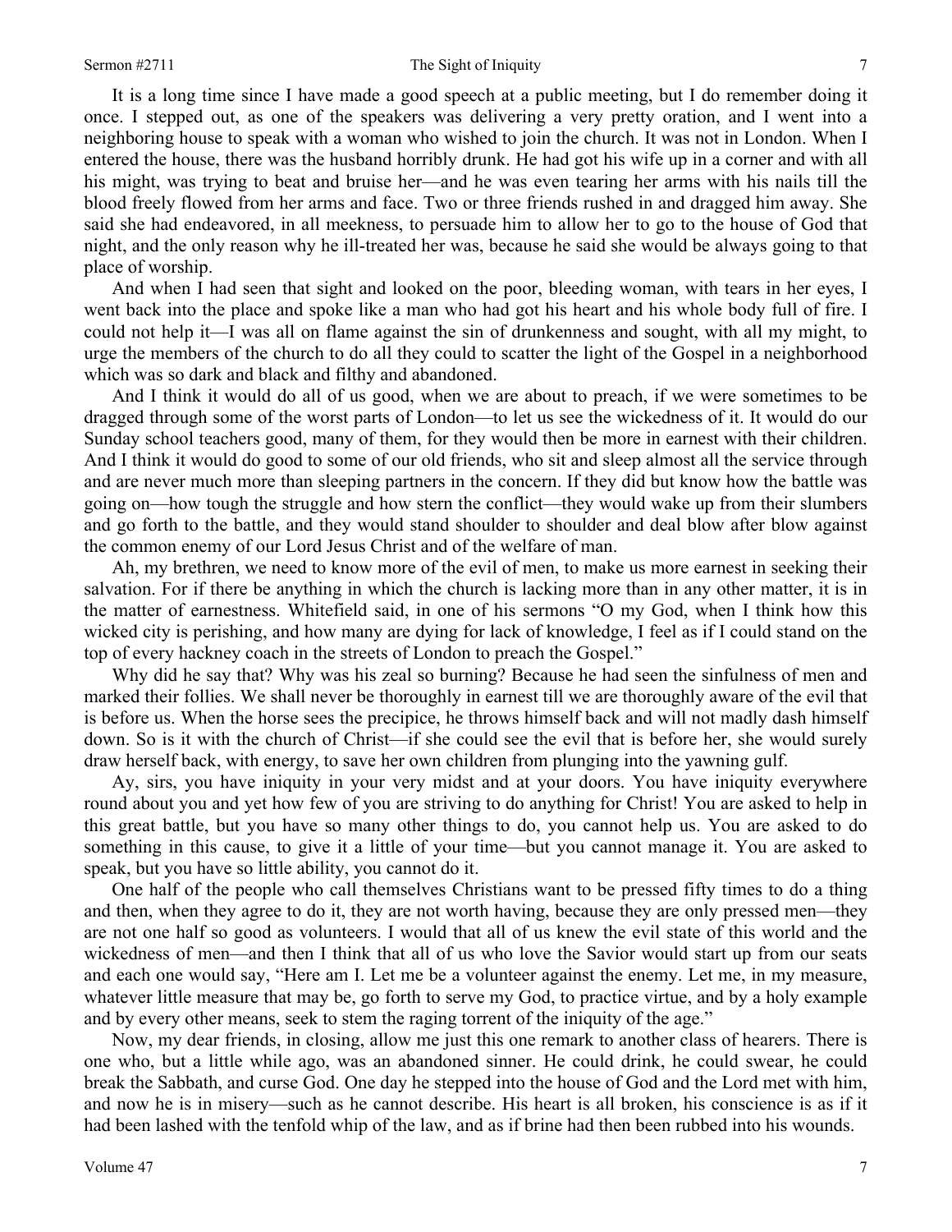It is a long time since I have made a good speech at a public meeting, but I do remember doing it once. I stepped out, as one of the speakers was delivering a very pretty oration, and I went into a neighboring house to speak with a woman who wished to join the church. It was not in London. When I entered the house, there was the husband horribly drunk. He had got his wife up in a corner and with all his might, was trying to beat and bruise her—and he was even tearing her arms with his nails till the blood freely flowed from her arms and face. Two or three friends rushed in and dragged him away. She said she had endeavored, in all meekness, to persuade him to allow her to go to the house of God that night, and the only reason why he ill-treated her was, because he said she would be always going to that place of worship.

And when I had seen that sight and looked on the poor, bleeding woman, with tears in her eyes, I went back into the place and spoke like a man who had got his heart and his whole body full of fire. I could not help it—I was all on flame against the sin of drunkenness and sought, with all my might, to urge the members of the church to do all they could to scatter the light of the Gospel in a neighborhood which was so dark and black and filthy and abandoned.

And I think it would do all of us good, when we are about to preach, if we were sometimes to be dragged through some of the worst parts of London—to let us see the wickedness of it. It would do our Sunday school teachers good, many of them, for they would then be more in earnest with their children. And I think it would do good to some of our old friends, who sit and sleep almost all the service through and are never much more than sleeping partners in the concern. If they did but know how the battle was going on—how tough the struggle and how stern the conflict—they would wake up from their slumbers and go forth to the battle, and they would stand shoulder to shoulder and deal blow after blow against the common enemy of our Lord Jesus Christ and of the welfare of man.

Ah, my brethren, we need to know more of the evil of men, to make us more earnest in seeking their salvation. For if there be anything in which the church is lacking more than in any other matter, it is in the matter of earnestness. Whitefield said, in one of his sermons "O my God, when I think how this wicked city is perishing, and how many are dying for lack of knowledge, I feel as if I could stand on the top of every hackney coach in the streets of London to preach the Gospel."

Why did he say that? Why was his zeal so burning? Because he had seen the sinfulness of men and marked their follies. We shall never be thoroughly in earnest till we are thoroughly aware of the evil that is before us. When the horse sees the precipice, he throws himself back and will not madly dash himself down. So is it with the church of Christ—if she could see the evil that is before her, she would surely draw herself back, with energy, to save her own children from plunging into the yawning gulf.

Ay, sirs, you have iniquity in your very midst and at your doors. You have iniquity everywhere round about you and yet how few of you are striving to do anything for Christ! You are asked to help in this great battle, but you have so many other things to do, you cannot help us. You are asked to do something in this cause, to give it a little of your time—but you cannot manage it. You are asked to speak, but you have so little ability, you cannot do it.

One half of the people who call themselves Christians want to be pressed fifty times to do a thing and then, when they agree to do it, they are not worth having, because they are only pressed men—they are not one half so good as volunteers. I would that all of us knew the evil state of this world and the wickedness of men—and then I think that all of us who love the Savior would start up from our seats and each one would say, "Here am I. Let me be a volunteer against the enemy. Let me, in my measure, whatever little measure that may be, go forth to serve my God, to practice virtue, and by a holy example and by every other means, seek to stem the raging torrent of the iniquity of the age."

Now, my dear friends, in closing, allow me just this one remark to another class of hearers. There is one who, but a little while ago, was an abandoned sinner. He could drink, he could swear, he could break the Sabbath, and curse God. One day he stepped into the house of God and the Lord met with him, and now he is in misery—such as he cannot describe. His heart is all broken, his conscience is as if it had been lashed with the tenfold whip of the law, and as if brine had then been rubbed into his wounds.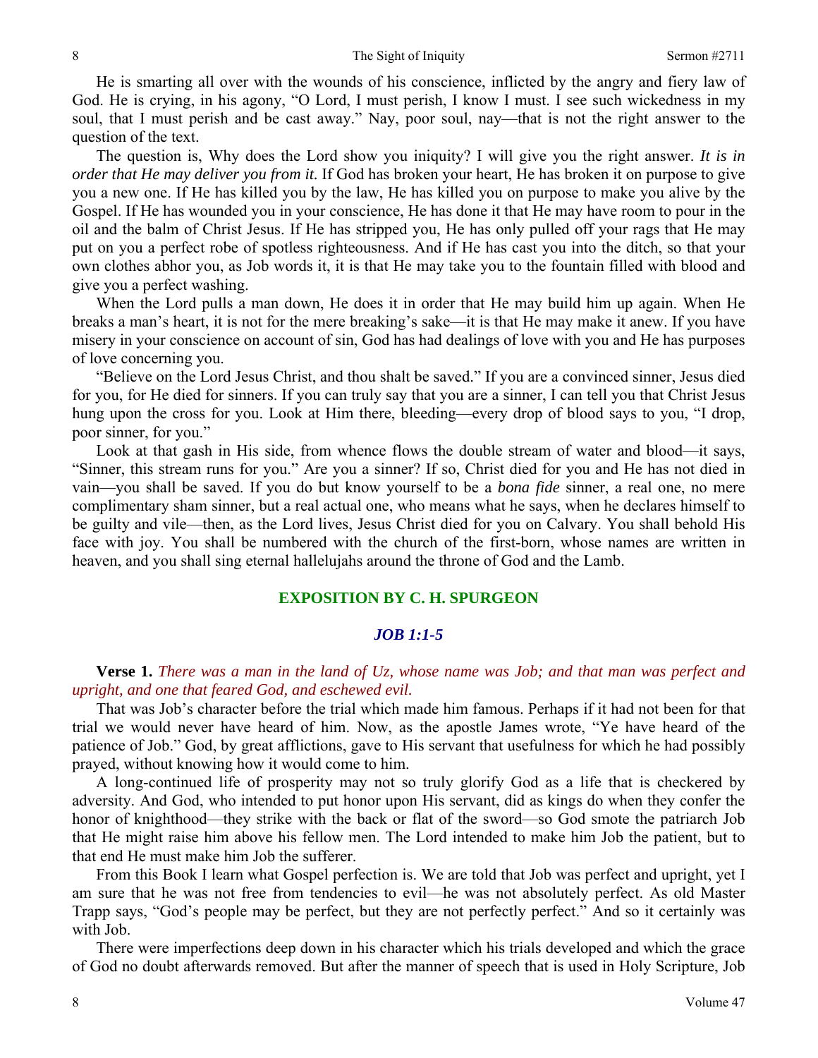He is smarting all over with the wounds of his conscience, inflicted by the angry and fiery law of God. He is crying, in his agony, "O Lord, I must perish, I know I must. I see such wickedness in my soul, that I must perish and be cast away." Nay, poor soul, nay—that is not the right answer to the question of the text.

The question is, Why does the Lord show you iniquity? I will give you the right answer. *It is in order that He may deliver you from it.* If God has broken your heart, He has broken it on purpose to give you a new one. If He has killed you by the law, He has killed you on purpose to make you alive by the Gospel. If He has wounded you in your conscience, He has done it that He may have room to pour in the oil and the balm of Christ Jesus. If He has stripped you, He has only pulled off your rags that He may put on you a perfect robe of spotless righteousness. And if He has cast you into the ditch, so that your own clothes abhor you, as Job words it, it is that He may take you to the fountain filled with blood and give you a perfect washing.

When the Lord pulls a man down, He does it in order that He may build him up again. When He breaks a man's heart, it is not for the mere breaking's sake—it is that He may make it anew. If you have misery in your conscience on account of sin, God has had dealings of love with you and He has purposes of love concerning you.

"Believe on the Lord Jesus Christ, and thou shalt be saved." If you are a convinced sinner, Jesus died for you, for He died for sinners. If you can truly say that you are a sinner, I can tell you that Christ Jesus hung upon the cross for you. Look at Him there, bleeding—every drop of blood says to you, "I drop, poor sinner, for you."

Look at that gash in His side, from whence flows the double stream of water and blood—it says, "Sinner, this stream runs for you." Are you a sinner? If so, Christ died for you and He has not died in vain—you shall be saved. If you do but know yourself to be a *bona fide* sinner, a real one, no mere complimentary sham sinner, but a real actual one, who means what he says, when he declares himself to be guilty and vile—then, as the Lord lives, Jesus Christ died for you on Calvary. You shall behold His face with joy. You shall be numbered with the church of the first-born, whose names are written in heaven, and you shall sing eternal hallelujahs around the throne of God and the Lamb.

## EXPOSITION BY C. H. SPURGEON

### *JOB 1:1-5*

**Verse 1.** *There was a man in the land of Uz, whose name was Job; and that man was perfect and upright, and one that feared God, and eschewed evil.*

That was Job's character before the trial which made him famous. Perhaps if it had not been for that trial we would never have heard of him. Now, as the apostle James wrote, "Ye have heard of the patience of Job." God, by great afflictions, gave to His servant that usefulness for which he had possibly prayed, without knowing how it would come to him.

A long-continued life of prosperity may not so truly glorify God as a life that is checkered by adversity. And God, who intended to put honor upon His servant, did as kings do when they confer the honor of knighthood—they strike with the back or flat of the sword—so God smote the patriarch Job that He might raise him above his fellow men. The Lord intended to make him Job the patient, but to that end He must make him Job the sufferer.

From this Book I learn what Gospel perfection is. We are told that Job was perfect and upright, yet I am sure that he was not free from tendencies to evil—he was not absolutely perfect. As old Master Trapp says, "God's people may be perfect, but they are not perfectly perfect." And so it certainly was with Job.

There were imperfections deep down in his character which his trials developed and which the grace of God no doubt afterwards removed. But after the manner of speech that is used in Holy Scripture, Job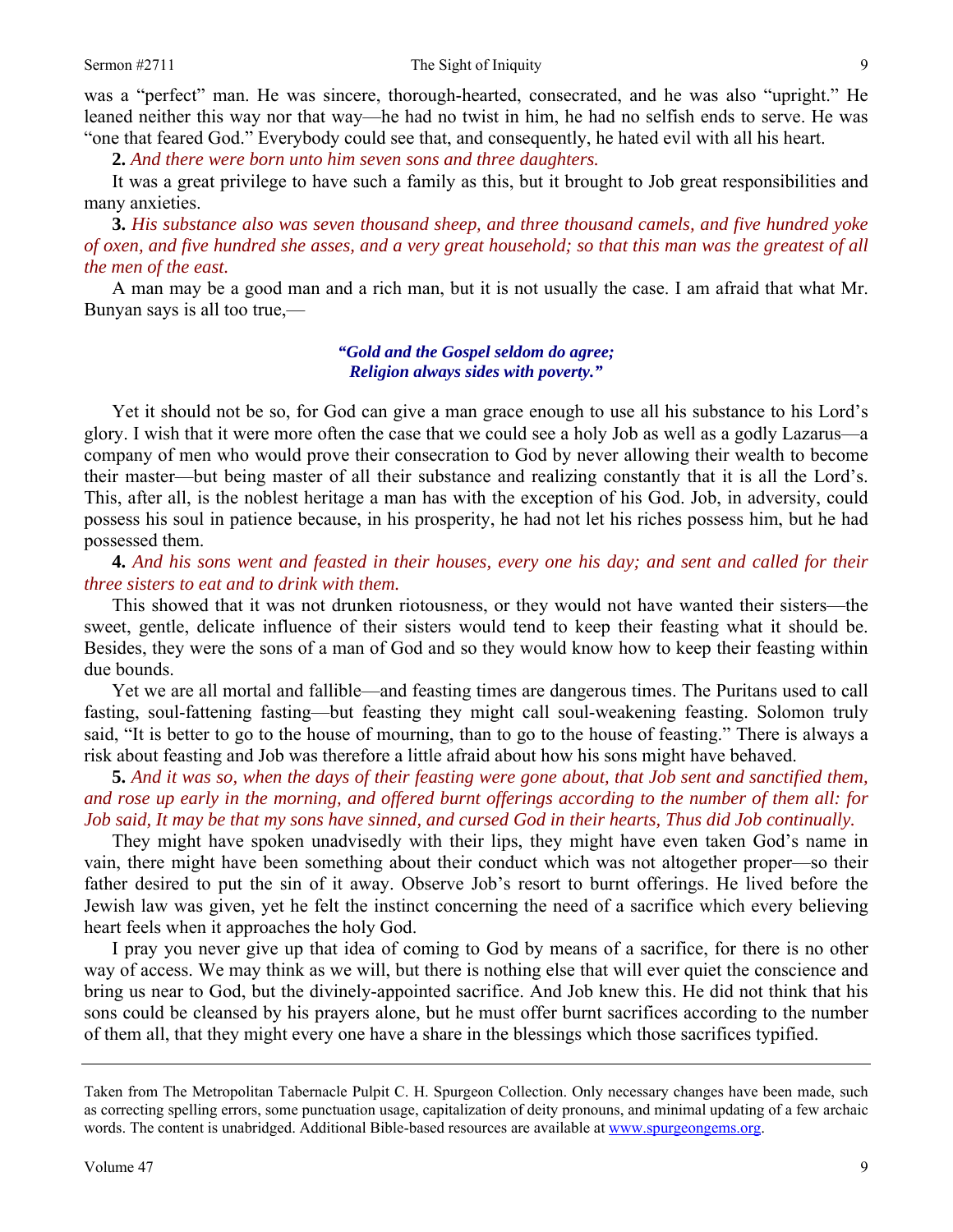was a "perfect" man. He was sincere, thorough-hearted, consecrated, and he was also "upright." He leaned neither this way nor that way—he had no twist in him, he had no selfish ends to serve. He was "one that feared God." Everybody could see that, and consequently, he hated evil with all his heart.

**2.** *And there were born unto him seven sons and three daughters.*

It was a great privilege to have such a family as this, but it brought to Job great responsibilities and many anxieties.

**3.** *His substance also was seven thousand sheep, and three thousand camels, and five hundred yoke of oxen, and five hundred she asses, and a very great household; so that this man was the greatest of all the men of the east.*

A man may be a good man and a rich man, but it is not usually the case. I am afraid that what Mr. Bunyan says is all too true,—

> ***"Gold and the Gospel seldom do agree;***
> ***Religion always sides with poverty."***

Yet it should not be so, for God can give a man grace enough to use all his substance to his Lord's glory. I wish that it were more often the case that we could see a holy Job as well as a godly Lazarus—a company of men who would prove their consecration to God by never allowing their wealth to become their master—but being master of all their substance and realizing constantly that it is all the Lord's. This, after all, is the noblest heritage a man has with the exception of his God. Job, in adversity, could possess his soul in patience because, in his prosperity, he had not let his riches possess him, but he had possessed them.

**4.** *And his sons went and feasted in their houses, every one his day; and sent and called for their three sisters to eat and to drink with them.*

This showed that it was not drunken riotousness, or they would not have wanted their sisters—the sweet, gentle, delicate influence of their sisters would tend to keep their feasting what it should be. Besides, they were the sons of a man of God and so they would know how to keep their feasting within due bounds.

Yet we are all mortal and fallible—and feasting times are dangerous times. The Puritans used to call fasting, soul-fattening fasting—but feasting they might call soul-weakening feasting. Solomon truly said, "It is better to go to the house of mourning, than to go to the house of feasting." There is always a risk about feasting and Job was therefore a little afraid about how his sons might have behaved.

**5.** *And it was so, when the days of their feasting were gone about, that Job sent and sanctified them, and rose up early in the morning, and offered burnt offerings according to the number of them all: for Job said, It may be that my sons have sinned, and cursed God in their hearts, Thus did Job continually.*

They might have spoken unadvisedly with their lips, they might have even taken God's name in vain, there might have been something about their conduct which was not altogether proper—so their father desired to put the sin of it away. Observe Job's resort to burnt offerings. He lived before the Jewish law was given, yet he felt the instinct concerning the need of a sacrifice which every believing heart feels when it approaches the holy God.

I pray you never give up that idea of coming to God by means of a sacrifice, for there is no other way of access. We may think as we will, but there is nothing else that will ever quiet the conscience and bring us near to God, but the divinely-appointed sacrifice. And Job knew this. He did not think that his sons could be cleansed by his prayers alone, but he must offer burnt sacrifices according to the number of them all, that they might every one have a share in the blessings which those sacrifices typified.

---

Taken from The Metropolitan Tabernacle Pulpit C. H. Spurgeon Collection. Only necessary changes have been made, such as correcting spelling errors, some punctuation usage, capitalization of deity pronouns, and minimal updating of a few archaic words. The content is unabridged. Additional Bible-based resources are available at www.spurgeongems.org.